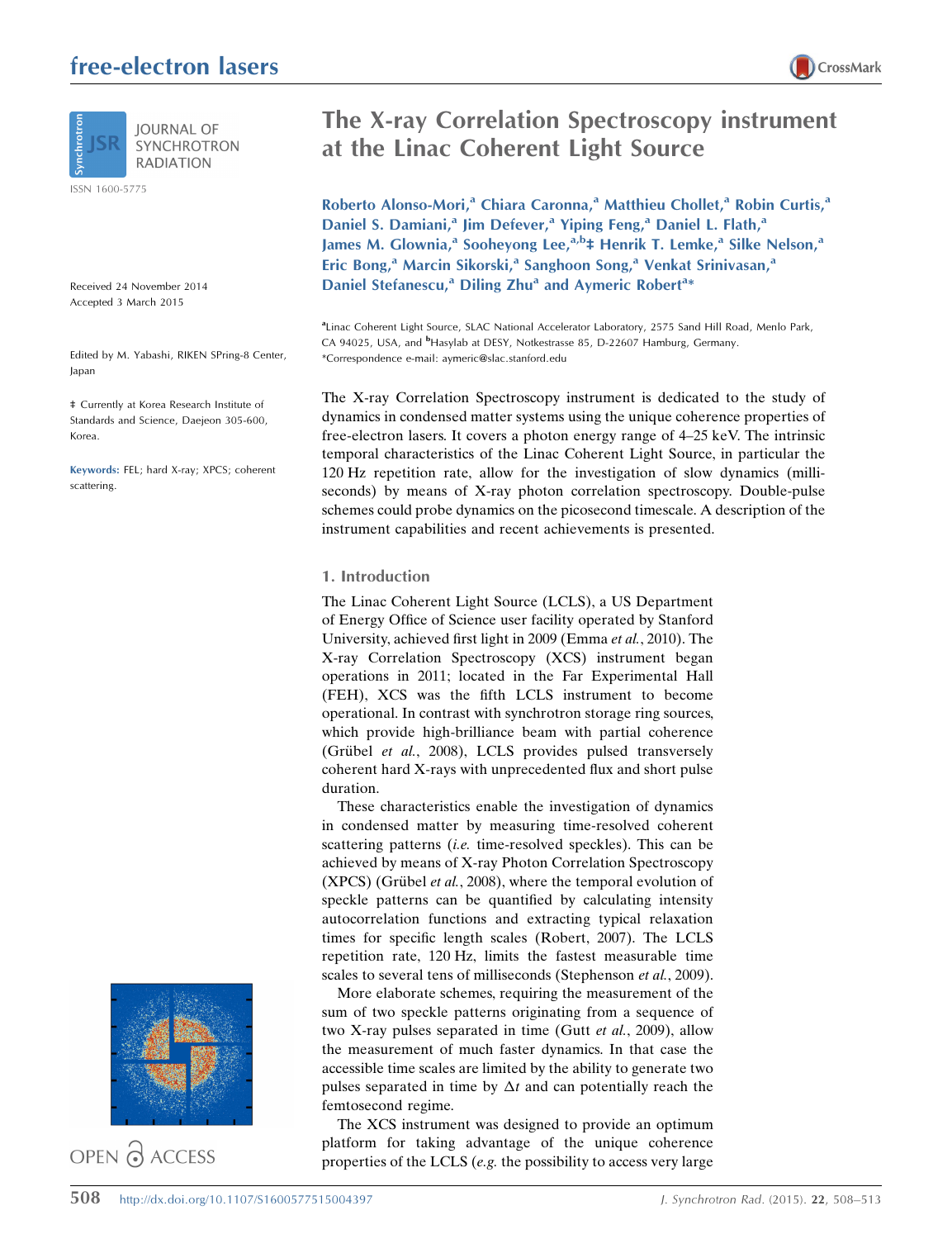# The X-ray Correlation Spectroscopy instrument at the Linac Coherent Light Source

**Roberto Alonso-Mori,[a] Chiara Caronna,[a] Matthieu Chollet,[a] Robin Curtis,[a] Daniel S. Damiani,[a] Jim Defever,[a] Yiping Feng,[a] Daniel L. Flath,[a] James M. Glownia,[a] Sooheyong Lee,[a,b]‡ Henrik T. Lemke,[a] Silke Nelson,[a] Eric Bong,[a] Marcin Sikorski,[a] Sanghoon Song,[a] Venkat Srinivasan,[a] Daniel Stefanescu,[a] Diling Zhu[a] and Aymeric Robert[a]***

[a]Linac Coherent Light Source, SLAC National Accelerator Laboratory, 2575 Sand Hill Road, Menlo Park, CA 94025, USA, and [b]Hasylab at DESY, Notkestrasse 85, D-22607 Hamburg, Germany.
*Correspondence e-mail: aymeric@slac.stanford.edu

Received 24 November 2014
Accepted 3 March 2015

Edited by M. Yabashi, RIKEN SPring-8 Center, Japan

‡ Currently at Korea Research Institute of Standards and Science, Daejeon 305-600, Korea.

**Keywords:** FEL; hard X-ray; XPCS; coherent scattering.

The X-ray Correlation Spectroscopy instrument is dedicated to the study of dynamics in condensed matter systems using the unique coherence properties of free-electron lasers. It covers a photon energy range of 4–25 keV. The intrinsic temporal characteristics of the Linac Coherent Light Source, in particular the 120 Hz repetition rate, allow for the investigation of slow dynamics (milliseconds) by means of X-ray photon correlation spectroscopy. Double-pulse schemes could probe dynamics on the picosecond timescale. A description of the instrument capabilities and recent achievements is presented.

## 1. Introduction

The Linac Coherent Light Source (LCLS), a US Department of Energy Office of Science user facility operated by Stanford University, achieved first light in 2009 (Emma *et al.*, 2010). The X-ray Correlation Spectroscopy (XCS) instrument began operations in 2011; located in the Far Experimental Hall (FEH), XCS was the fifth LCLS instrument to become operational. In contrast with synchrotron storage ring sources, which provide high-brilliance beam with partial coherence (Grübel *et al.*, 2008), LCLS provides pulsed transversely coherent hard X-rays with unprecedented flux and short pulse duration.

These characteristics enable the investigation of dynamics in condensed matter by measuring time-resolved coherent scattering patterns (*i.e.* time-resolved speckles). This can be achieved by means of X-ray Photon Correlation Spectroscopy (XPCS) (Grübel *et al.*, 2008), where the temporal evolution of speckle patterns can be quantified by calculating intensity autocorrelation functions and extracting typical relaxation times for specific length scales (Robert, 2007). The LCLS repetition rate, 120 Hz, limits the fastest measurable time scales to several tens of milliseconds (Stephenson *et al.*, 2009).

More elaborate schemes, requiring the measurement of the sum of two speckle patterns originating from a sequence of two X-ray pulses separated in time (Gutt *et al.*, 2009), allow the measurement of much faster dynamics. In that case the accessible time scales are limited by the ability to generate two pulses separated in time by $\Delta t$ and can potentially reach the femtosecond regime.

The XCS instrument was designed to provide an optimum platform for taking advantage of the unique coherence properties of the LCLS (*e.g.* the possibility to access very large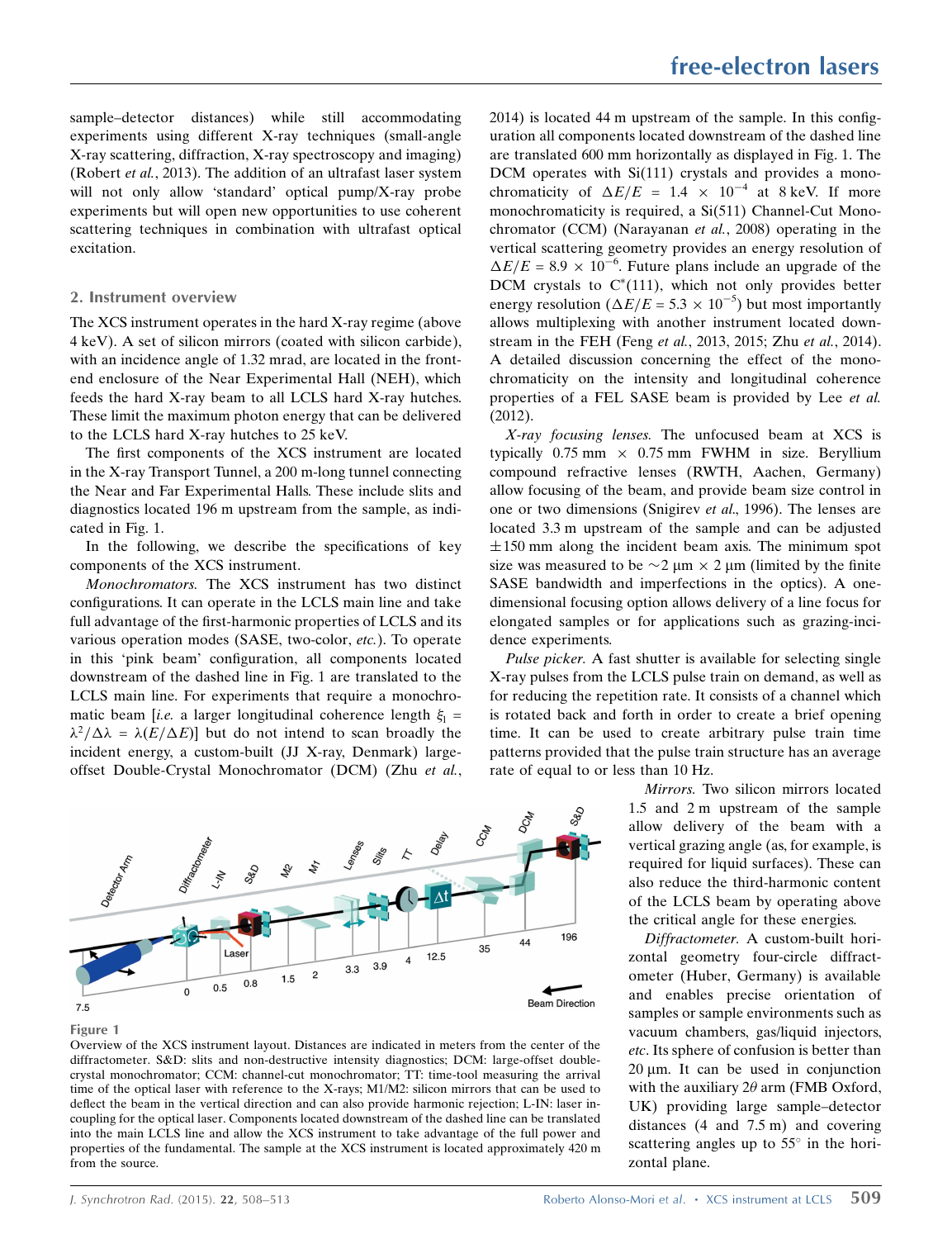sample–detector distances) while still accommodating experiments using different X-ray techniques (small-angle X-ray scattering, diffraction, X-ray spectroscopy and imaging) (Robert *et al.*, 2013). The addition of an ultrafast laser system will not only allow 'standard' optical pump/X-ray probe experiments but will open new opportunities to use coherent scattering techniques in combination with ultrafast optical excitation.

## 2. Instrument overview

The XCS instrument operates in the hard X-ray regime (above 4 keV). A set of silicon mirrors (coated with silicon carbide), with an incidence angle of 1.32 mrad, are located in the front-end enclosure of the Near Experimental Hall (NEH), which feeds the hard X-ray beam to all LCLS hard X-ray hutches. These limit the maximum photon energy that can be delivered to the LCLS hard X-ray hutches to 25 keV.

The first components of the XCS instrument are located in the X-ray Transport Tunnel, a 200 m-long tunnel connecting the Near and Far Experimental Halls. These include slits and diagnostics located 196 m upstream from the sample, as indicated in Fig. 1.

In the following, we describe the specifications of key components of the XCS instrument.

*Monochromators.* The XCS instrument has two distinct configurations. It can operate in the LCLS main line and take full advantage of the first-harmonic properties of LCLS and its various operation modes (SASE, two-color, *etc.*). To operate in this 'pink beam' configuration, all components located downstream of the dashed line in Fig. 1 are translated to the LCLS main line. For experiments that require a monochromatic beam [*i.e.* a larger longitudinal coherence length $\xi_l = \lambda^2/\Delta\lambda = \lambda(E/\Delta E)$] but do not intend to scan broadly the incident energy, a custom-built (JJ X-ray, Denmark) large-offset Double-Crystal Monochromator (DCM) (Zhu *et al.*, 2014) is located 44 m upstream of the sample. In this configuration all components located downstream of the dashed line are translated 600 mm horizontally as displayed in Fig. 1. The DCM operates with Si(111) crystals and provides a monochromaticity of $\Delta E/E = 1.4 \times 10^{-4}$ at 8 keV. If more monochromaticity is required, a Si(511) Channel-Cut Monochromator (CCM) (Narayanan *et al.*, 2008) operating in the vertical scattering geometry provides an energy resolution of $\Delta E/E = 8.9 \times 10^{-6}$. Future plans include an upgrade of the DCM crystals to C*(111), which not only provides better energy resolution ($\Delta E/E = 5.3 \times 10^{-5}$) but most importantly allows multiplexing with another instrument located downstream in the FEH (Feng *et al.*, 2013, 2015; Zhu *et al.*, 2014). A detailed discussion concerning the effect of the monochromaticity on the intensity and longitudinal coherence properties of a FEL SASE beam is provided by Lee *et al.* (2012).

*X-ray focusing lenses.* The unfocused beam at XCS is typically 0.75 mm × 0.75 mm FWHM in size. Beryllium compound refractive lenses (RWTH, Aachen, Germany) allow focusing of the beam, and provide beam size control in one or two dimensions (Snigirev *et al.*, 1996). The lenses are located 3.3 m upstream of the sample and can be adjusted ±150 mm along the incident beam axis. The minimum spot size was measured to be ~2 µm × 2 µm (limited by the finite SASE bandwidth and imperfections in the optics). A one-dimensional focusing option allows delivery of a line focus for elongated samples or for applications such as grazing-incidence experiments.

*Pulse picker.* A fast shutter is available for selecting single X-ray pulses from the LCLS pulse train on demand, as well as for reducing the repetition rate. It consists of a channel which is rotated back and forth in order to create a brief opening time. It can be used to create arbitrary pulse train time patterns provided that the pulse train structure has an average rate of equal to or less than 10 Hz.

**Figure 1**
Overview of the XCS instrument layout. Distances are indicated in meters from the center of the diffractometer. S&D: slits and non-destructive intensity diagnostics; DCM: large-offset double-crystal monochromator; CCM: channel-cut monochromator; TT: time-tool measuring the arrival time of the optical laser with reference to the X-rays; M1/M2: silicon mirrors that can be used to deflect the beam in the vertical direction and can also provide harmonic rejection; L-IN: laser in-coupling for the optical laser. Components located downstream of the dashed line can be translated into the main LCLS line and allow the XCS instrument to take advantage of the full power and properties of the fundamental. The sample at the XCS instrument is located approximately 420 m from the source.

*Mirrors.* Two silicon mirrors located 1.5 and 2 m upstream of the sample allow delivery of the beam with a vertical grazing angle (as, for example, is required for liquid surfaces). These can also reduce the third-harmonic content of the LCLS beam by operating above the critical angle for these energies.

*Diffractometer.* A custom-built horizontal geometry four-circle diffractometer (Huber, Germany) is available and enables precise orientation of samples or sample environments such as vacuum chambers, gas/liquid injectors, *etc.* Its sphere of confusion is better than 20 µm. It can be used in conjunction with the auxiliary 2$\theta$ arm (FMB Oxford, UK) providing large sample–detector distances (4 and 7.5 m) and covering scattering angles up to 55° in the horizontal plane.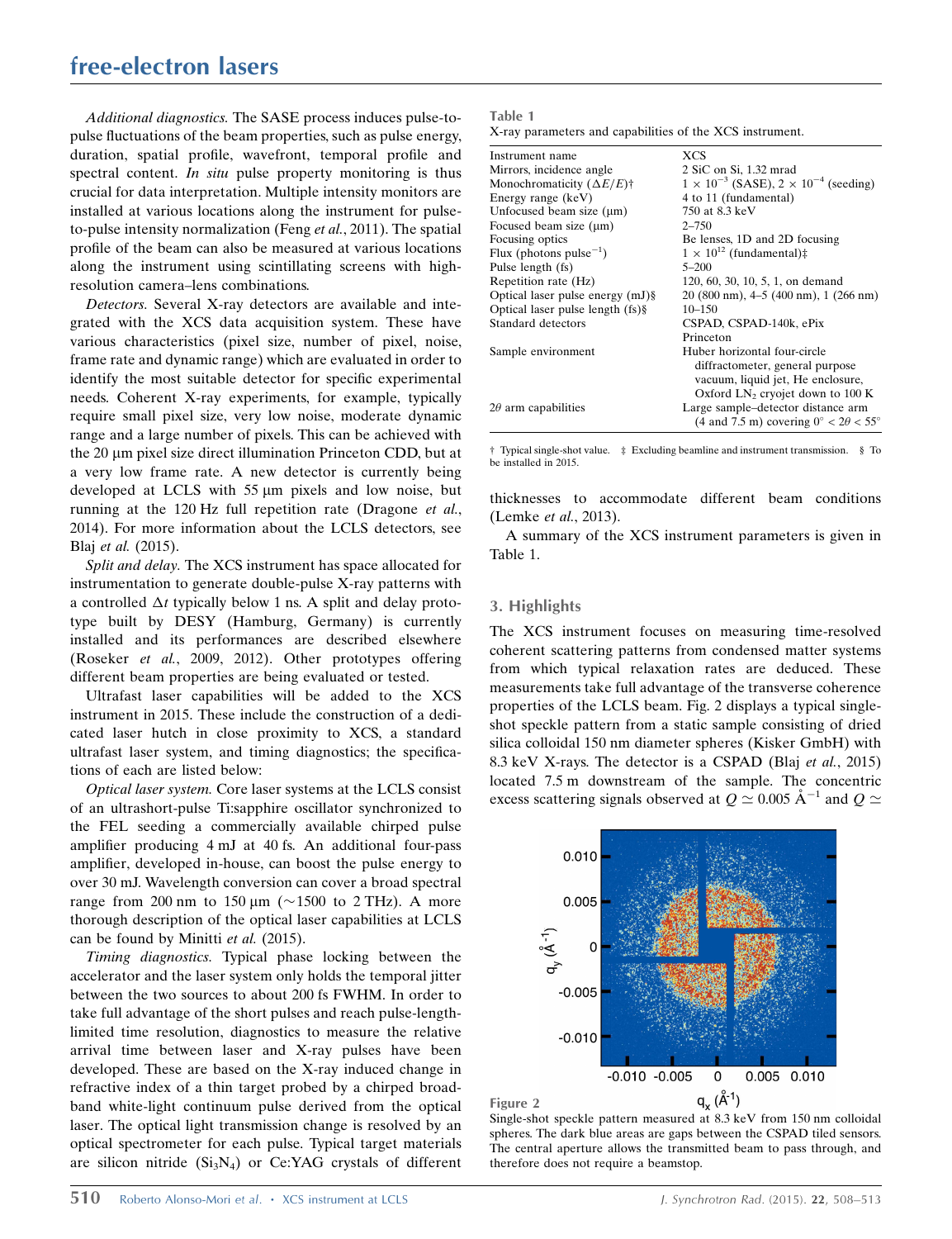*Additional diagnostics.* The SASE process induces pulse-to-pulse fluctuations of the beam properties, such as pulse energy, duration, spatial profile, wavefront, temporal profile and spectral content. *In situ* pulse property monitoring is thus crucial for data interpretation. Multiple intensity monitors are installed at various locations along the instrument for pulse-to-pulse intensity normalization (Feng *et al.*, 2011). The spatial profile of the beam can also be measured at various locations along the instrument using scintillating screens with high-resolution camera–lens combinations.

*Detectors.* Several X-ray detectors are available and integrated with the XCS data acquisition system. These have various characteristics (pixel size, number of pixel, noise, frame rate and dynamic range) which are evaluated in order to identify the most suitable detector for specific experimental needs. Coherent X-ray experiments, for example, typically require small pixel size, very low noise, moderate dynamic range and a large number of pixels. This can be achieved with the 20 µm pixel size direct illumination Princeton CCD, but at a very low frame rate. A new detector is currently being developed at LCLS with 55 µm pixels and low noise, but running at the 120 Hz full repetition rate (Dragone *et al.*, 2014). For more information about the LCLS detectors, see Blaj *et al.* (2015).

*Split and delay.* The XCS instrument has space allocated for instrumentation to generate double-pulse X-ray patterns with a controlled $\Delta t$ typically below 1 ns. A split and delay prototype built by DESY (Hamburg, Germany) is currently installed and its performances are described elsewhere (Roseker *et al.*, 2009, 2012). Other prototypes offering different beam properties are being evaluated or tested.

Ultrafast laser capabilities will be added to the XCS instrument in 2015. These include the construction of a dedicated laser hutch in close proximity to XCS, a standard ultrafast laser system, and timing diagnostics; the specifications of each are listed below:

*Optical laser system.* Core laser systems at the LCLS consist of an ultrashort-pulse Ti:sapphire oscillator synchronized to the FEL seeding a commercially available chirped pulse amplifier producing 4 mJ at 40 fs. An additional four-pass amplifier, developed in-house, can boost the pulse energy to over 30 mJ. Wavelength conversion can cover a broad spectral range from 200 nm to 150 µm (~1500 to 2 THz). A more thorough description of the optical laser capabilities at LCLS can be found by Minitti *et al.* (2015).

*Timing diagnostics.* Typical phase locking between the accelerator and the laser system only holds the temporal jitter between the two sources to about 200 fs FWHM. In order to take full advantage of the short pulses and reach pulse-length-limited time resolution, diagnostics to measure the relative arrival time between laser and X-ray pulses have been developed. These are based on the X-ray induced change in refractive index of a thin target probed by a chirped broadband white-light continuum pulse derived from the optical laser. The optical light transmission change is resolved by an optical spectrometer for each pulse. Typical target materials are silicon nitride ($Si_3N_4$) or Ce:YAG crystals of different thicknesses to accommodate different beam conditions (Lemke *et al.*, 2013).

A summary of the XCS instrument parameters is given in Table 1.

**Table 1**
X-ray parameters and capabilities of the XCS instrument.

| | |
|---|---|
| Instrument name | XCS |
| Mirrors, incidence angle | 2 SiC on Si, 1.32 mrad |
| Monochromaticity ($\Delta E/E$)† | $1 \times 10^{-3}$ (SASE), $2 \times 10^{-4}$ (seeding) |
| Energy range (keV) | 4 to 11 (fundamental) |
| Unfocused beam size (µm) | 750 at 8.3 keV |
| Focused beam size (µm) | 2–750 |
| Focusing optics | Be lenses, 1D and 2D focusing |
| Flux (photons pulse$^{-1}$) | $1 \times 10^{12}$ (fundamental)‡ |
| Pulse length (fs) | 5–200 |
| Repetition rate (Hz) | 120, 60, 30, 10, 5, 1, on demand |
| Optical laser pulse energy (mJ)§ | 20 (800 nm), 4–5 (400 nm), 1 (266 nm) |
| Optical laser pulse length (fs)§ | 10–150 |
| Standard detectors | CSPAD, CSPAD-140k, ePix Princeton |
| Sample environment | Huber horizontal four-circle diffractometer, general purpose vacuum, liquid jet, He enclosure, Oxford $LN_2$ cryojet down to 100 K |
| $2\theta$ arm capabilities | Large sample–detector distance arm (4 and 7.5 m) covering $0° < 2\theta < 55°$ |

† Typical single-shot value. ‡ Excluding beamline and instrument transmission. § To be installed in 2015.

## 3. Highlights

The XCS instrument focuses on measuring time-resolved coherent scattering patterns from condensed matter systems from which typical relaxation rates are deduced. These measurements take full advantage of the transverse coherence properties of the LCLS beam. Fig. 2 displays a typical single-shot speckle pattern from a static sample consisting of dried silica colloidal 150 nm diameter spheres (Kisker GmbH) with 8.3 keV X-rays. The detector is a CSPAD (Blaj *et al.*, 2015) located 7.5 m downstream of the sample. The concentric excess scattering signals observed at $Q \simeq 0.005$ Å$^{-1}$ and $Q \simeq$

**Figure 2**
Single-shot speckle pattern measured at 8.3 keV from 150 nm colloidal spheres. The dark blue areas are gaps between the CSPAD tiled sensors. The central aperture allows the transmitted beam to pass through, and therefore does not require a beamstop.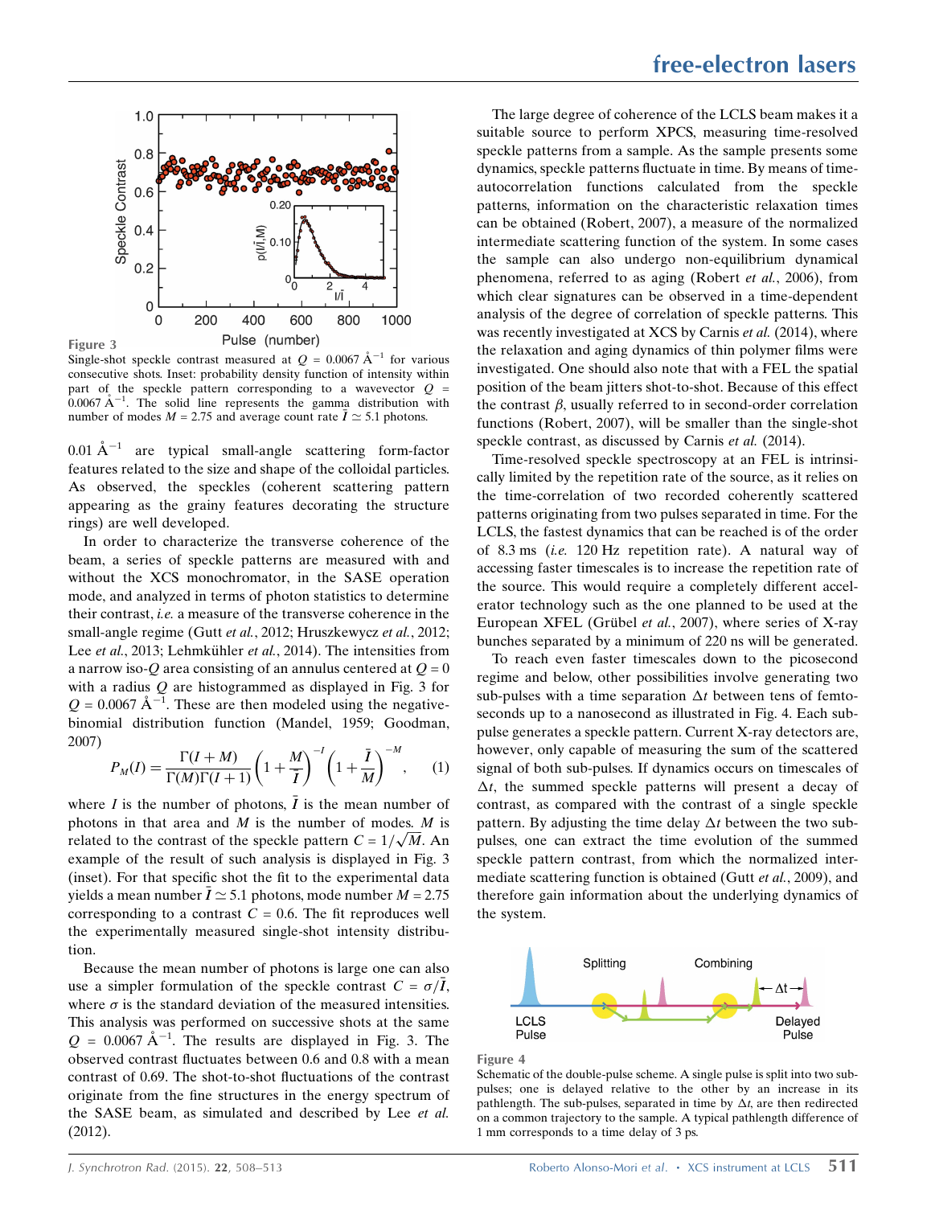**Figure 3**
Single-shot speckle contrast measured at $Q$ = 0.0067 Å$^{-1}$ for various consecutive shots. Inset: probability density function of intensity within part of the speckle pattern corresponding to a wavevector $Q$ = 0.0067 Å$^{-1}$. The solid line represents the gamma distribution with number of modes $M$ = 2.75 and average count rate $\bar{I} \simeq 5.1$ photons.

0.01 Å$^{-1}$ are typical small-angle scattering form-factor features related to the size and shape of the colloidal particles. As observed, the speckles (coherent scattering pattern appearing as the grainy features decorating the structure rings) are well developed.

In order to characterize the transverse coherence of the beam, a series of speckle patterns are measured with and without the XCS monochromator, in the SASE operation mode, and analyzed in terms of photon statistics to determine their contrast, *i.e.* a measure of the transverse coherence in the small-angle regime (Gutt *et al.*, 2012; Hruszkewycz *et al.*, 2012; Lee *et al.*, 2013; Lehmkühler *et al.*, 2014). The intensities from a narrow iso-$Q$ area consisting of an annulus centered at $Q$ = 0 with a radius $Q$ are histogrammed as displayed in Fig. 3 for $Q$ = 0.0067 Å$^{-1}$. These are then modeled using the negative-binomial distribution function (Mandel, 1959; Goodman, 2007)

$$P_M(I) = \frac{\Gamma(I+M)}{\Gamma(M)\Gamma(I+1)}\left(1+\frac{M}{\bar{I}}\right)^{-I}\left(1+\frac{\bar{I}}{M}\right)^{-M}, \qquad (1)$$

where $I$ is the number of photons, $\bar{I}$ is the mean number of photons in that area and $M$ is the number of modes. $M$ is related to the contrast of the speckle pattern $C = 1/\sqrt{M}$. An example of the result of such analysis is displayed in Fig. 3 (inset). For that specific shot the fit to the experimental data yields a mean number $\bar{I} \simeq 5.1$ photons, mode number $M$ = 2.75 corresponding to a contrast $C$ = 0.6. The fit reproduces well the experimentally measured single-shot intensity distribution.

Because the mean number of photons is large one can also use a simpler formulation of the speckle contrast $C = \sigma/\bar{I}$, where $\sigma$ is the standard deviation of the measured intensities. This analysis was performed on successive shots at the same $Q$ = 0.0067 Å$^{-1}$. The results are displayed in Fig. 3. The observed contrast fluctuates between 0.6 and 0.8 with a mean contrast of 0.69. The shot-to-shot fluctuations of the contrast originate from the fine structures in the energy spectrum of the SASE beam, as simulated and described by Lee *et al.* (2012).

The large degree of coherence of the LCLS beam makes it a suitable source to perform XPCS, measuring time-resolved speckle patterns from a sample. As the sample presents some dynamics, speckle patterns fluctuate in time. By means of time-autocorrelation functions calculated from the speckle patterns, information on the characteristic relaxation times can be obtained (Robert, 2007), a measure of the normalized intermediate scattering function of the system. In some cases the sample can also undergo non-equilibrium dynamical phenomena, referred to as aging (Robert *et al.*, 2006), from which clear signatures can be observed in a time-dependent analysis of the degree of correlation of speckle patterns. This was recently investigated at XCS by Carnis *et al.* (2014), where the relaxation and aging dynamics of thin polymer films were investigated. One should also note that with a FEL the spatial position of the beam jitters shot-to-shot. Because of this effect the contrast $\beta$, usually referred to in second-order correlation functions (Robert, 2007), will be smaller than the single-shot speckle contrast, as discussed by Carnis *et al.* (2014).

Time-resolved speckle spectroscopy at an FEL is intrinsically limited by the repetition rate of the source, as it relies on the time-correlation of two recorded coherently scattered patterns originating from two pulses separated in time. For the LCLS, the fastest dynamics that can be reached is of the order of 8.3 ms (*i.e.* 120 Hz repetition rate). A natural way of accessing faster timescales is to increase the repetition rate of the source. This would require a completely different accelerator technology such as the one planned to be used at the European XFEL (Grübel *et al.*, 2007), where series of X-ray bunches separated by a minimum of 220 ns will be generated.

To reach even faster timescales down to the picosecond regime and below, other possibilities involve generating two sub-pulses with a time separation $\Delta t$ between tens of femtoseconds up to a nanosecond as illustrated in Fig. 4. Each sub-pulse generates a speckle pattern. Current X-ray detectors are, however, only capable of measuring the sum of the scattered signal of both sub-pulses. If dynamics occurs on timescales of $\Delta t$, the summed speckle patterns will present a decay of contrast, as compared with the contrast of a single speckle pattern. By adjusting the time delay $\Delta t$ between the two sub-pulses, one can extract the time evolution of the summed speckle pattern contrast, from which the normalized intermediate scattering function is obtained (Gutt *et al.*, 2009), and therefore gain information about the underlying dynamics of the system.

**Figure 4**
Schematic of the double-pulse scheme. A single pulse is split into two sub-pulses; one is delayed relative to the other by an increase in its pathlength. The sub-pulses, separated in time by $\Delta t$, are then redirected on a common trajectory to the sample. A typical pathlength difference of 1 mm corresponds to a time delay of 3 ps.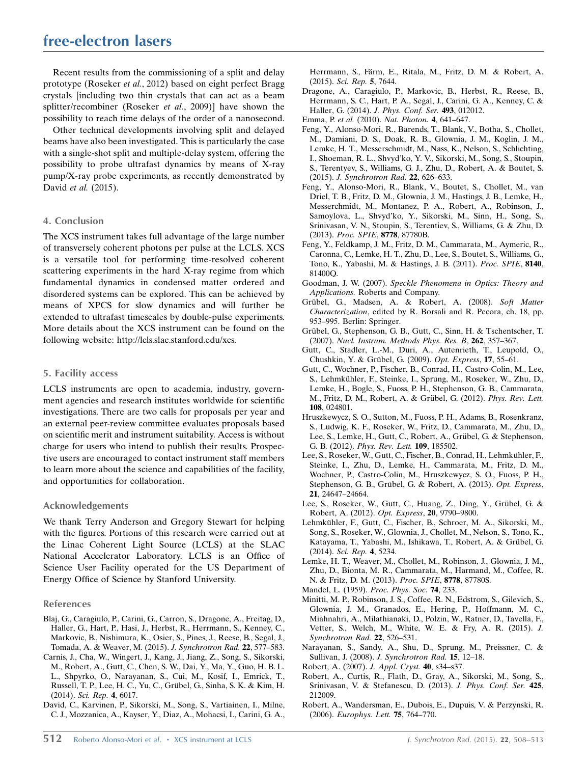Recent results from the commissioning of a split and delay prototype (Roseker *et al.*, 2012) based on eight perfect Bragg crystals [including two thin crystals that can act as a beam splitter/recombiner (Roseker *et al.*, 2009)] have shown the possibility to reach time delays of the order of a nanosecond.

Other technical developments involving split and delayed beams have also been investigated. This is particularly the case with a single-shot split and multiple-delay system, offering the possibility to probe ultrafast dynamics by means of X-ray pump/X-ray probe experiments, as recently demonstrated by David *et al.* (2015).

## 4. Conclusion

The XCS instrument takes full advantage of the large number of transversely coherent photons per pulse at the LCLS. XCS is a versatile tool for performing time-resolved coherent scattering experiments in the hard X-ray regime from which fundamental dynamics in condensed matter ordered and disordered systems can be explored. This can be achieved by means of XPCS for slow dynamics and will further be extended to ultrafast timescales by double-pulse experiments. More details about the XCS instrument can be found on the following website: http://lcls.slac.stanford.edu/xcs.

## 5. Facility access

LCLS instruments are open to academia, industry, government agencies and research institutes worldwide for scientific investigations. There are two calls for proposals per year and an external peer-review committee evaluates proposals based on scientific merit and instrument suitability. Access is without charge for users who intend to publish their results. Prospective users are encouraged to contact instrument staff members to learn more about the science and capabilities of the facility, and opportunities for collaboration.

### Acknowledgements

We thank Terry Anderson and Gregory Stewart for helping with the figures. Portions of this research were carried out at the Linac Coherent Light Source (LCLS) at the SLAC National Accelerator Laboratory. LCLS is an Office of Science User Facility operated for the US Department of Energy Office of Science by Stanford University.

### References

Blaj, G., Caragiulo, P., Carini, G., Carron, S., Dragone, A., Freitag, D., Haller, G., Hart, P., Hasi, J., Herbst, R., Herrmann, S., Kenney, C., Markovic, B., Nishimura, K., Osier, S., Pines, J., Reese, B., Segal, J., Tomada, A. & Weaver, M. (2015). *J. Synchrotron Rad.* **22**, 577–583.

Carnis, J., Cha, W., Wingert, J., Kang, J., Jiang, Z., Song, S., Sikorski, M., Robert, A., Gutt, C., Chen, S. W., Dai, Y., Ma, Y., Guo, H. B. L. L., Shpyrko, O., Narayanan, S., Cui, M., Kosif, I., Emrick, T., Russell, T. P., Lee, H. C., Yu, C., Grübel, G., Sinha, S. K. & Kim, H. (2014). *Sci. Rep.* **4**, 6017.

David, C., Karvinen, P., Sikorski, M., Song, S., Vartiainen, I., Milne, C. J., Mozzanica, A., Kayser, Y., Diaz, A., Mohacsi, I., Carini, G. A., Herrmann, S., Färm, E., Ritala, M., Fritz, D. M. & Robert, A. (2015). *Sci. Rep.* **5**, 7644.

Dragone, A., Caragiulo, P., Markovic, B., Herbst, R., Reese, B., Herrmann, S. C., Hart, P. A., Segal, J., Carini, G. A., Kenney, C. & Haller, G. (2014). *J. Phys. Conf. Ser.* **493**, 012012.

Emma, P. *et al.* (2010). *Nat. Photon.* **4**, 641–647.

Feng, Y., Alonso-Mori, R., Barends, T., Blank, V., Botha, S., Chollet, M., Damiani, D. S., Doak, R. B., Glownia, J. M., Koglin, J. M., Lemke, H. T., Messerschmidt, M., Nass, K., Nelson, S., Schlichting, I., Shoeman, R. L., Shvyd'ko, Y. V., Sikorski, M., Song, S., Stoupin, S., Terentyev, S., Williams, G. J., Zhu, D., Robert, A. & Boutet, S. (2015). *J. Synchrotron Rad.* **22**, 626–633.

Feng, Y., Alonso-Mori, R., Blank, V., Boutet, S., Chollet, M., van Driel, T. B., Fritz, D. M., Glownia, J. M., Hastings, J. B., Lemke, H., Messerchmidt, M., Montanez, P. A., Robert, A., Robinson, J., Samoylova, L., Shvyd'ko, Y., Sikorski, M., Sinn, H., Song, S., Srinivasan, V. N., Stoupin, S., Terentiev, S., Williams, G. & Zhu, D. (2013). *Proc. SPIE*, **8778**, 87780B.

Feng, Y., Feldkamp, J. M., Fritz, D. M., Cammarata, M., Aymeric, R., Caronna, C., Lemke, H. T., Zhu, D., Lee, S., Boutet, S., Williams, G., Tono, K., Yabashi, M. & Hastings, J. B. (2011). *Proc. SPIE*, **8140**, 81400Q.

Goodman, J. W. (2007). *Speckle Phenomena in Optics: Theory and Applications.* Roberts and Company.

Grübel, G., Madsen, A. & Robert, A. (2008). *Soft Matter Characterization*, edited by R. Borsali and R. Pecora, ch. 18, pp. 953–995. Berlin: Springer.

Grübel, G., Stephenson, G. B., Gutt, C., Sinn, H. & Tschentscher, T. (2007). *Nucl. Instrum. Methods Phys. Res. B*, **262**, 357–367.

Gutt, C., Stadler, L.-M., Duri, A., Autenrieth, T., Leupold, O., Chushkin, Y. & Grübel, G. (2009). *Opt. Express*, **17**, 55–61.

Gutt, C., Wochner, P., Fischer, B., Conrad, H., Castro-Colin, M., Lee, S., Lehmkühler, F., Steinke, I., Sprung, M., Roseker, W., Zhu, D., Lemke, H., Bogle, S., Fuoss, P. H., Stephenson, G. B., Cammarata, M., Fritz, D. M., Robert, A. & Grübel, G. (2012). *Phys. Rev. Lett.* **108**, 024801.

Hruszkewycz, S. O., Sutton, M., Fuoss, P. H., Adams, B., Rosenkranz, S., Ludwig, K. F., Roseker, W., Fritz, D., Cammarata, M., Zhu, D., Lee, S., Lemke, H., Gutt, C., Robert, A., Grübel, G. & Stephenson, G. B. (2012). *Phys. Rev. Lett.* **109**, 185502.

Lee, S., Roseker, W., Gutt, C., Fischer, B., Conrad, H., Lehmkühler, F., Steinke, I., Zhu, D., Lemke, H., Cammarata, M., Fritz, D. M., Wochner, P., Castro-Colin, M., Hruszkewycz, S. O., Fuoss, P. H., Stephenson, G. B., Grübel, G. & Robert, A. (2013). *Opt. Express*, **21**, 24647–24664.

Lee, S., Roseker, W., Gutt, C., Huang, Z., Ding, Y., Grübel, G. & Robert, A. (2012). *Opt. Express*, **20**, 9790–9800.

Lehmkühler, F., Gutt, C., Fischer, B., Schroer, M. A., Sikorski, M., Song, S., Roseker, W., Glownia, J., Chollet, M., Nelson, S., Tono, K., Katayama, T., Yabashi, M., Ishikawa, T., Robert, A. & Grübel, G. (2014). *Sci. Rep.* **4**, 5234.

Lemke, H. T., Weaver, M., Chollet, M., Robinson, J., Glownia, J. M., Zhu, D., Bionta, M. R., Cammarata, M., Harmand, M., Coffee, R. N. & Fritz, D. M. (2013). *Proc. SPIE*, **8778**, 87780S.

Mandel, L. (1959). *Proc. Phys. Soc.* **74**, 233.

Minitti, M. P., Robinson, J. S., Coffee, R. N., Edstrom, S., Gilevich, S., Glownia, J. M., Granados, E., Hering, P., Hoffmann, M. C., Miahnahri, A., Milathianaki, D., Polzin, W., Ratner, D., Tavella, F., Vetter, S., Welch, M., White, W. E. & Fry, A. R. (2015). *J. Synchrotron Rad.* **22**, 526–531.

Narayanan, S., Sandy, A., Shu, D., Sprung, M., Preissner, C. & Sullivan, J. (2008). *J. Synchrotron Rad.* **15**, 12–18.

Robert, A. (2007). *J. Appl. Cryst.* **40**, s34–s37.

Robert, A., Curtis, R., Flath, D., Gray, A., Sikorski, M., Song, S., Srinivasan, V. & Stefanescu, D. (2013). *J. Phys. Conf. Ser.* **425**, 212009.

Robert, A., Wandersman, E., Dubois, E., Dupuis, V. & Perzynski, R. (2006). *Europhys. Lett.* **75**, 764–770.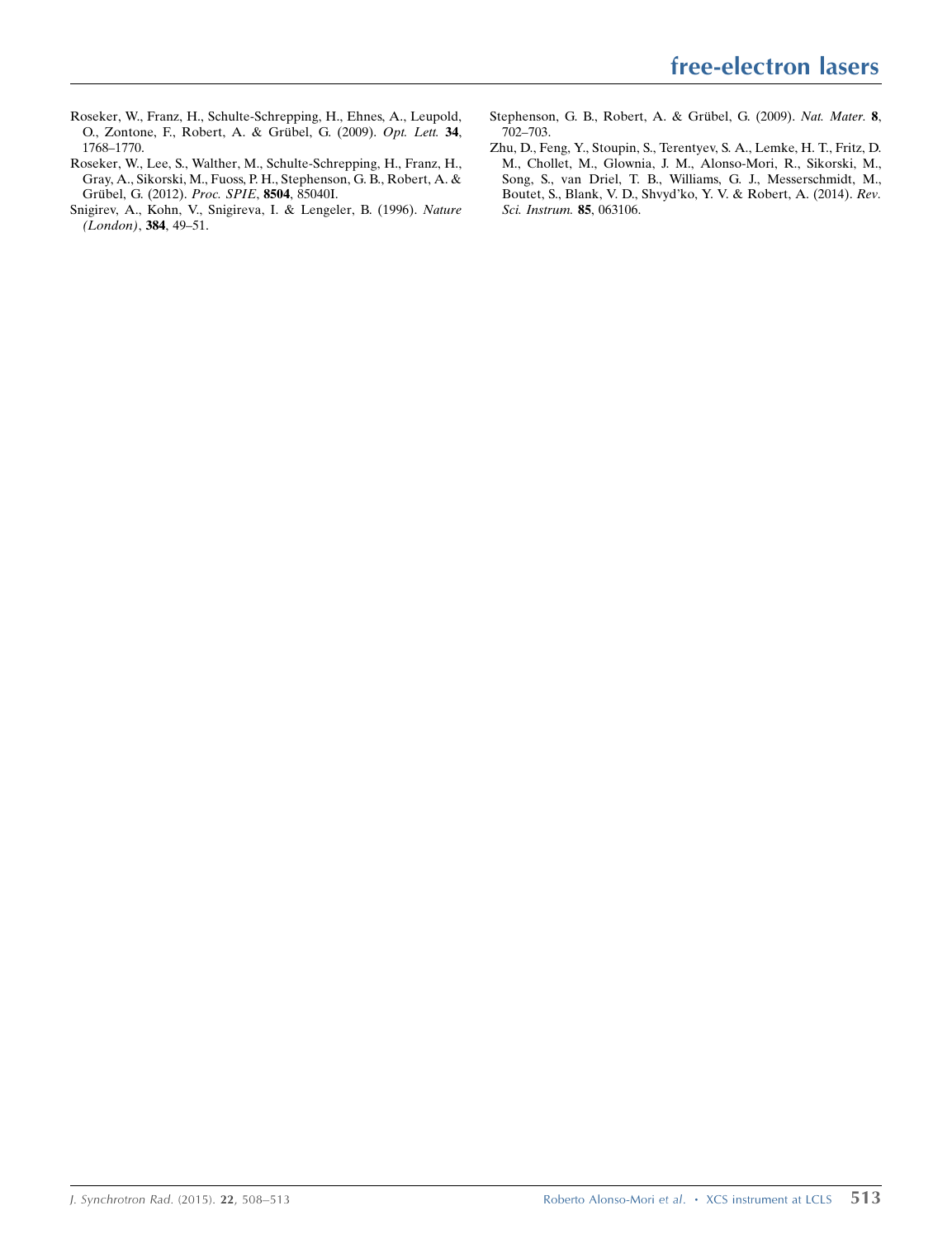Roseker, W., Franz, H., Schulte-Schrepping, H., Ehnes, A., Leupold, O., Zontone, F., Robert, A. & Grübel, G. (2009). *Opt. Lett.* **34**, 1768–1770.

Roseker, W., Lee, S., Walther, M., Schulte-Schrepping, H., Franz, H., Gray, A., Sikorski, M., Fuoss, P. H., Stephenson, G. B., Robert, A. & Grübel, G. (2012). *Proc. SPIE*, **8504**, 85040I.

Snigirev, A., Kohn, V., Snigireva, I. & Lengeler, B. (1996). *Nature (London)*, **384**, 49–51.

Stephenson, G. B., Robert, A. & Grübel, G. (2009). *Nat. Mater.* **8**, 702–703.

Zhu, D., Feng, Y., Stoupin, S., Terentyev, S. A., Lemke, H. T., Fritz, D. M., Chollet, M., Glownia, J. M., Alonso-Mori, R., Sikorski, M., Song, S., van Driel, T. B., Williams, G. J., Messerschmidt, M., Boutet, S., Blank, V. D., Shvyd'ko, Y. V. & Robert, A. (2014). *Rev. Sci. Instrum.* **85**, 063106.